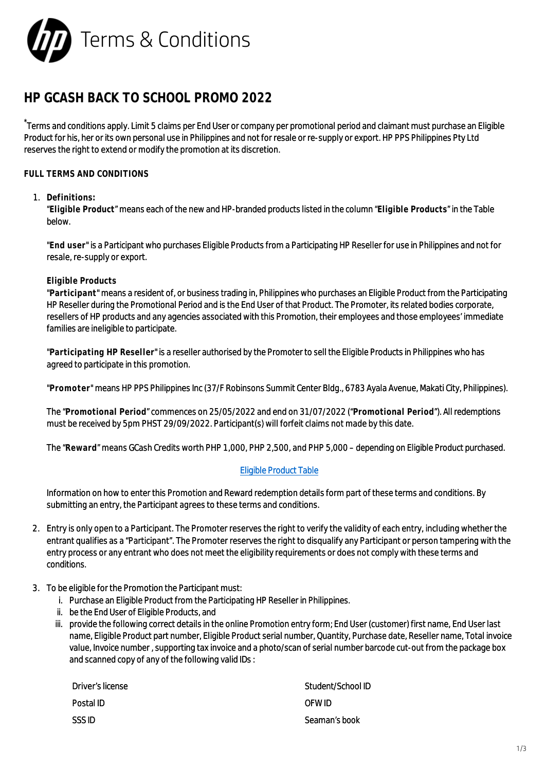# Terms & Conditions

## HP GCASH BACK TO SCHOOL PROMO 2022

*Terms and conditions apply. Limit 5 claims per End User or company per promotional period and claimant must purchase an Eligible Product for his, her or its own personal use in Philippines and not for resale or re-supply or export. HP PPS Philippines Pty Ltd reserves the right to extend or modify the promotion at its discretion.

**FULL TERMS AND CONDITIONS**

1. **Definitions:**

   "**Eligible Product**" means each of the new and HP-branded products listed in the column "**Eligible Products**" in the Table below.

   "**End user**" is a Participant who purchases Eligible Products from a Participating HP Reseller for use in Philippines and not for resale, re-supply or export.

   **Eligible Products**

   "**Participant**" means a resident of, or business trading in, Philippines who purchases an Eligible Product from the Participating HP Reseller during the Promotional Period and is the End User of that Product. The Promoter, its related bodies corporate, resellers of HP products and any agencies associated with this Promotion, their employees and those employees' immediate families are ineligible to participate.

   "**Participating HP Reseller**" is a reseller authorised by the Promoter to sell the Eligible Products in Philippines who has agreed to participate in this promotion.

   "**Promoter**" means HP PPS Philippines Inc (37/F Robinsons Summit Center Bldg., 6783 Ayala Avenue, Makati City, Philippines).

   The "**Promotional Period**" commences on 25/05/2022 and end on 31/07/2022 ("**Promotional Period**"). All redemptions must be received by 5pm PHST 29/09/2022. Participant(s) will forfeit claims not made by this date.

   The "**Reward**" means GCash Credits worth PHP 1,000, PHP 2,500, and PHP 5,000 – depending on Eligible Product purchased.

   Eligible Product Table

   Information on how to enter this Promotion and Reward redemption details form part of these terms and conditions. By submitting an entry, the Participant agrees to these terms and conditions.

2. Entry is only open to a Participant. The Promoter reserves the right to verify the validity of each entry, including whether the entrant qualifies as a "Participant". The Promoter reserves the right to disqualify any Participant or person tampering with the entry process or any entrant who does not meet the eligibility requirements or does not comply with these terms and conditions.

3. To be eligible for the Promotion the Participant must:
   i. Purchase an Eligible Product from the Participating HP Reseller in Philippines.
   ii. be the End User of Eligible Products, and
   iii. provide the following correct details in the online Promotion entry form; End User (customer) first name, End User last name, Eligible Product part number, Eligible Product serial number, Quantity, Purchase date, Reseller name, Total invoice value, Invoice number , supporting tax invoice and a photo/scan of serial number barcode cut-out from the package box and scanned copy of any of the following valid IDs :

   | | |
   |---|---|
   | Driver's license | Student/School ID |
   | Postal ID | OFW ID |
   | SSS ID | Seaman's book |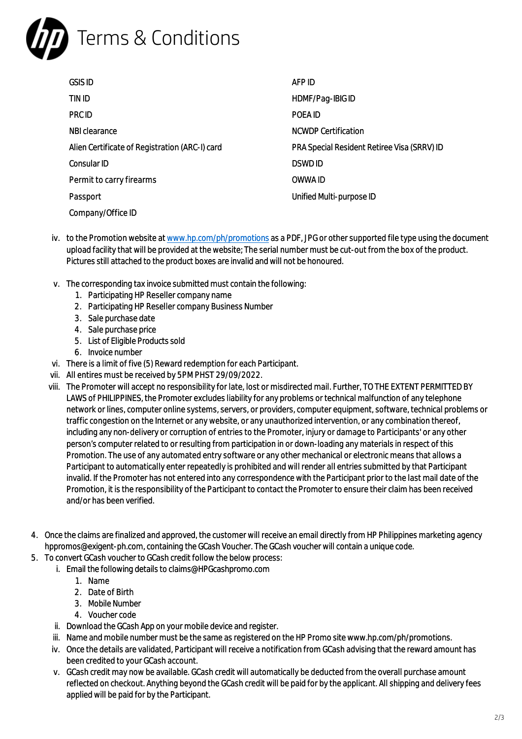# Terms & Conditions

| | |
|---|---|
| GSIS ID | AFP ID |
| TIN ID | HDMF/Pag-IBIG ID |
| PRC ID | POEA ID |
| NBI clearance | NCWDP Certification |
| Alien Certificate of Registration (ARC-I) card | PRA Special Resident Retiree Visa (SRRV) ID |
| Consular ID | DSWD ID |
| Permit to carry firearms | OWWA ID |
| Passport | Unified Multi-purpose ID |
| Company/Office ID | |

iv. to the Promotion website at www.hp.com/ph/promotions as a PDF, JPG or other supported file type using the document upload facility that will be provided at the website; The serial number must be cut-out from the box of the product. Pictures still attached to the product boxes are invalid and will not be honoured.

v. The corresponding tax invoice submitted must contain the following:
   1. Participating HP Reseller company name
   2. Participating HP Reseller company Business Number
   3. Sale purchase date
   4. Sale purchase price
   5. List of Eligible Products sold
   6. Invoice number

vi. There is a limit of five (5) Reward redemption for each Participant.

vii. All entires must be received by 5PM PHST 29/09/2022.

viii. The Promoter will accept no responsibility for late, lost or misdirected mail. Further, TO THE EXTENT PERMITTED BY LAWS of PHILIPPINES, the Promoter excludes liability for any problems or technical malfunction of any telephone network or lines, computer online systems, servers, or providers, computer equipment, software, technical problems or traffic congestion on the Internet or any website, or any unauthorized intervention, or any combination thereof, including any non-delivery or corruption of entries to the Promoter, injury or damage to Participants' or any other person's computer related to or resulting from participation in or down-loading any materials in respect of this Promotion. The use of any automated entry software or any other mechanical or electronic means that allows a Participant to automatically enter repeatedly is prohibited and will render all entries submitted by that Participant invalid. If the Promoter has not entered into any correspondence with the Participant prior to the last mail date of the Promotion, it is the responsibility of the Participant to contact the Promoter to ensure their claim has been received and/or has been verified.

4. Once the claims are finalized and approved, the customer will receive an email directly from HP Philippines marketing agency hppromos@exigent-ph.com, containing the GCash Voucher. The GCash voucher will contain a unique code.
5. To convert GCash voucher to GCash credit follow the below process:
   i. Email the following details to claims@HPGcashpromo.com
      1. Name
      2. Date of Birth
      3. Mobile Number
      4. Voucher code

   ii. Download the GCash App on your mobile device and register.

   iii. Name and mobile number must be the same as registered on the HP Promo site www.hp.com/ph/promotions.

   iv. Once the details are validated, Participant will receive a notification from GCash advising that the reward amount has been credited to your GCash account.

   v. GCash credit may now be available. GCash credit will automatically be deducted from the overall purchase amount reflected on checkout. Anything beyond the GCash credit will be paid for by the applicant. All shipping and delivery fees applied will be paid for by the Participant.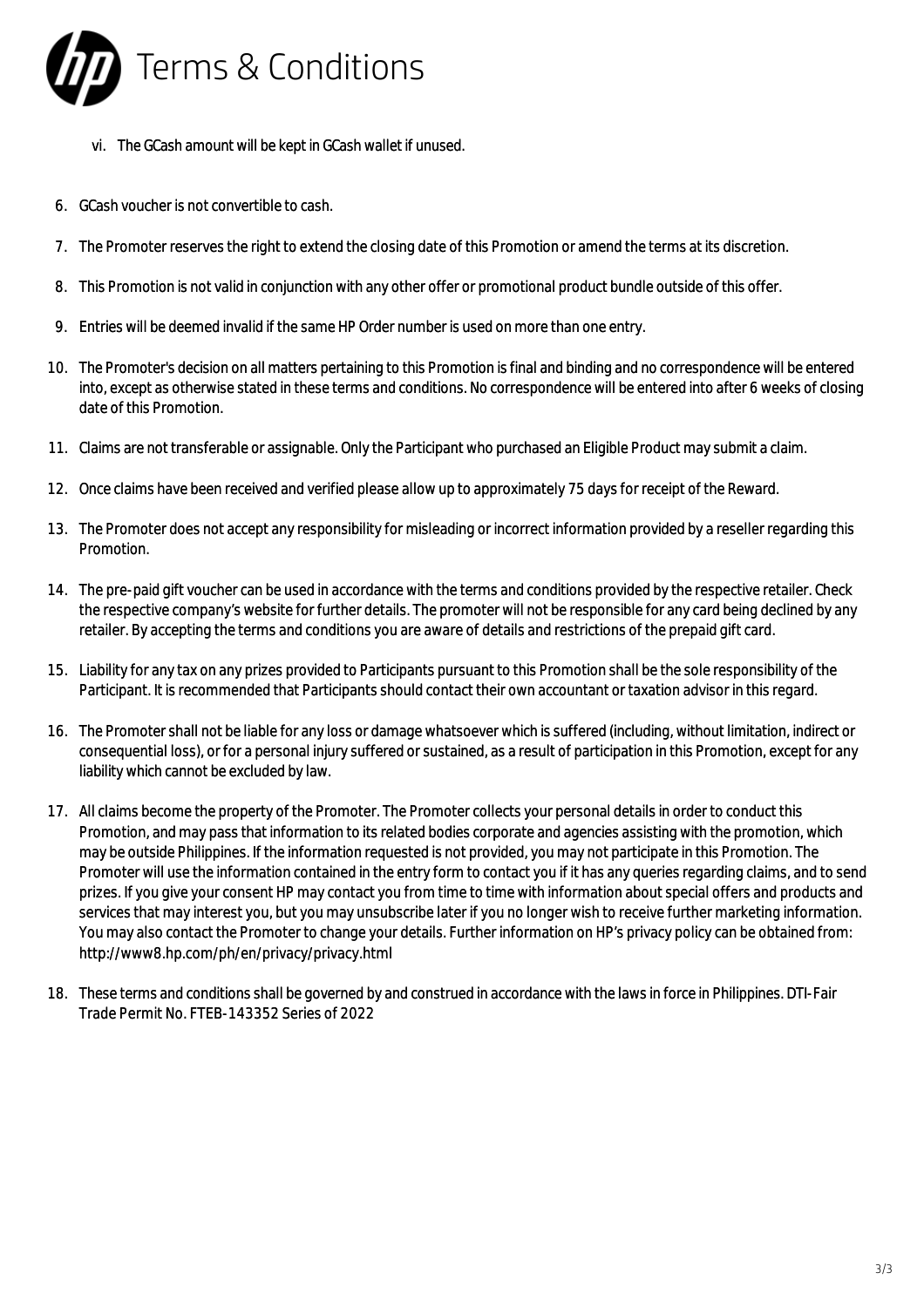# Terms & Conditions

vi. The GCash amount will be kept in GCash wallet if unused.

6. GCash voucher is not convertible to cash.
7. The Promoter reserves the right to extend the closing date of this Promotion or amend the terms at its discretion.
8. This Promotion is not valid in conjunction with any other offer or promotional product bundle outside of this offer.
9. Entries will be deemed invalid if the same HP Order number is used on more than one entry.
10. The Promoter's decision on all matters pertaining to this Promotion is final and binding and no correspondence will be entered into, except as otherwise stated in these terms and conditions. No correspondence will be entered into after 6 weeks of closing date of this Promotion.
11. Claims are not transferable or assignable. Only the Participant who purchased an Eligible Product may submit a claim.
12. Once claims have been received and verified please allow up to approximately 75 days for receipt of the Reward.
13. The Promoter does not accept any responsibility for misleading or incorrect information provided by a reseller regarding this Promotion.
14. The pre-paid gift voucher can be used in accordance with the terms and conditions provided by the respective retailer. Check the respective company's website for further details. The promoter will not be responsible for any card being declined by any retailer. By accepting the terms and conditions you are aware of details and restrictions of the prepaid gift card.
15. Liability for any tax on any prizes provided to Participants pursuant to this Promotion shall be the sole responsibility of the Participant. It is recommended that Participants should contact their own accountant or taxation advisor in this regard.
16. The Promoter shall not be liable for any loss or damage whatsoever which is suffered (including, without limitation, indirect or consequential loss), or for a personal injury suffered or sustained, as a result of participation in this Promotion, except for any liability which cannot be excluded by law.
17. All claims become the property of the Promoter. The Promoter collects your personal details in order to conduct this Promotion, and may pass that information to its related bodies corporate and agencies assisting with the promotion, which may be outside Philippines. If the information requested is not provided, you may not participate in this Promotion. The Promoter will use the information contained in the entry form to contact you if it has any queries regarding claims, and to send prizes. If you give your consent HP may contact you from time to time with information about special offers and products and services that may interest you, but you may unsubscribe later if you no longer wish to receive further marketing information. You may also contact the Promoter to change your details. Further information on HP's privacy policy can be obtained from: http://www8.hp.com/ph/en/privacy/privacy.html
18. These terms and conditions shall be governed by and construed in accordance with the laws in force in Philippines. DTI-Fair Trade Permit No. FTEB-143352 Series of 2022